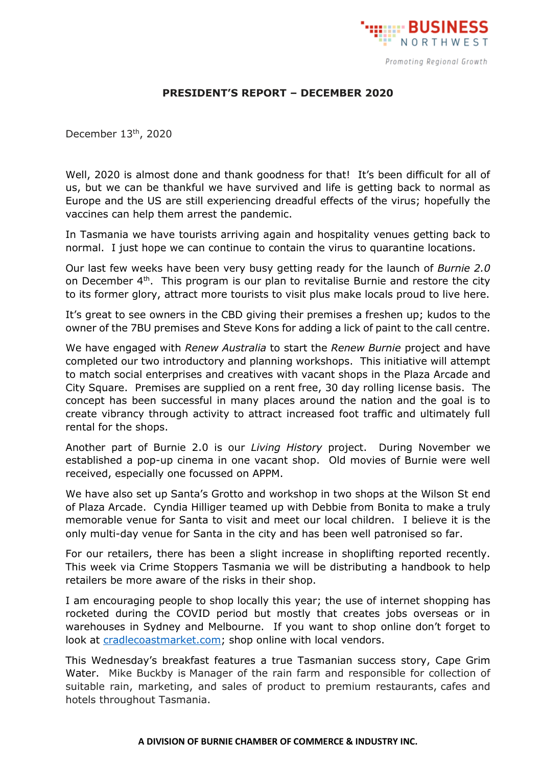**BUSINESS NORTHWEST**

*Promoting Regional Growth*

## PRESIDENT'S REPORT – DECEMBER 2020

December 13th, 2020

Well, 2020 is almost done and thank goodness for that! It's been difficult for all of us, but we can be thankful we have survived and life is getting back to normal as Europe and the US are still experiencing dreadful effects of the virus; hopefully the vaccines can help them arrest the pandemic.

In Tasmania we have tourists arriving again and hospitality venues getting back to normal. I just hope we can continue to contain the virus to quarantine locations.

Our last few weeks have been very busy getting ready for the launch of *Burnie 2.0* on December 4th. This program is our plan to revitalise Burnie and restore the city to its former glory, attract more tourists to visit plus make locals proud to live here.

It's great to see owners in the CBD giving their premises a freshen up; kudos to the owner of the 7BU premises and Steve Kons for adding a lick of paint to the call centre.

We have engaged with *Renew Australia* to start the *Renew Burnie* project and have completed our two introductory and planning workshops. This initiative will attempt to match social enterprises and creatives with vacant shops in the Plaza Arcade and City Square. Premises are supplied on a rent free, 30 day rolling license basis. The concept has been successful in many places around the nation and the goal is to create vibrancy through activity to attract increased foot traffic and ultimately full rental for the shops.

Another part of Burnie 2.0 is our *Living History* project. During November we established a pop-up cinema in one vacant shop. Old movies of Burnie were well received, especially one focussed on APPM.

We have also set up Santa's Grotto and workshop in two shops at the Wilson St end of Plaza Arcade. Cyndia Hilliger teamed up with Debbie from Bonita to make a truly memorable venue for Santa to visit and meet our local children. I believe it is the only multi-day venue for Santa in the city and has been well patronised so far.

For our retailers, there has been a slight increase in shoplifting reported recently. This week via Crime Stoppers Tasmania we will be distributing a handbook to help retailers be more aware of the risks in their shop.

I am encouraging people to shop locally this year; the use of internet shopping has rocketed during the COVID period but mostly that creates jobs overseas or in warehouses in Sydney and Melbourne. If you want to shop online don't forget to look at cradlecoastmarket.com; shop online with local vendors.

This Wednesday's breakfast features a true Tasmanian success story, Cape Grim Water. Mike Buckby is Manager of the rain farm and responsible for collection of suitable rain, marketing, and sales of product to premium restaurants, cafes and hotels throughout Tasmania.

**A DIVISION OF BURNIE CHAMBER OF COMMERCE & INDUSTRY INC.**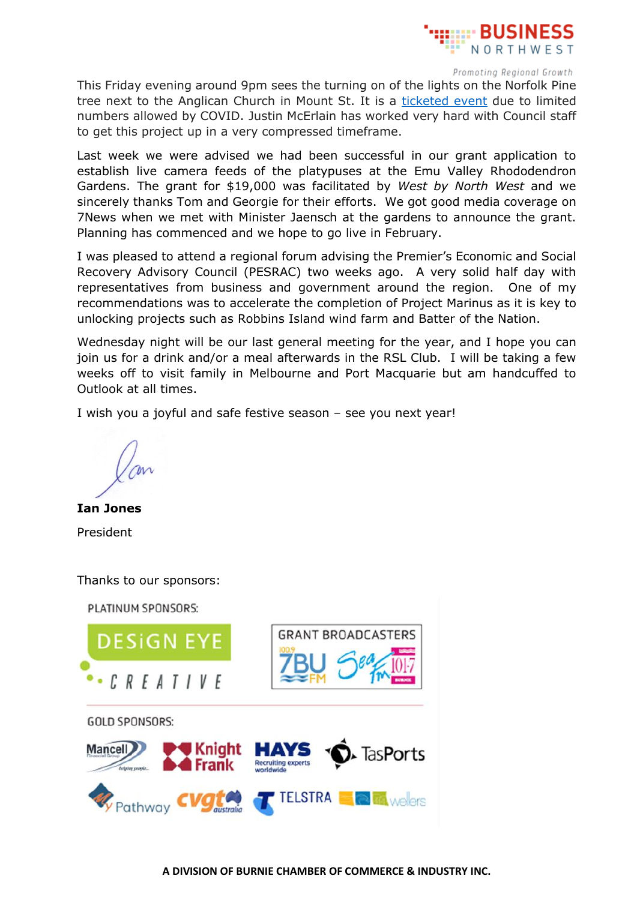This Friday evening around 9pm sees the turning on of the lights on the Norfolk Pine tree next to the Anglican Church in Mount St. It is a ticketed event due to limited numbers allowed by COVID. Justin McErlain has worked very hard with Council staff to get this project up in a very compressed timeframe.

Last week we were advised we had been successful in our grant application to establish live camera feeds of the platypuses at the Emu Valley Rhododendron Gardens. The grant for $19,000 was facilitated by *West by North West* and we sincerely thanks Tom and Georgie for their efforts. We got good media coverage on 7News when we met with Minister Jaensch at the gardens to announce the grant. Planning has commenced and we hope to go live in February.

I was pleased to attend a regional forum advising the Premier's Economic and Social Recovery Advisory Council (PESRAC) two weeks ago. A very solid half day with representatives from business and government around the region. One of my recommendations was to accelerate the completion of Project Marinus as it is key to unlocking projects such as Robbins Island wind farm and Batter of the Nation.

Wednesday night will be our last general meeting for the year, and I hope you can join us for a drink and/or a meal afterwards in the RSL Club. I will be taking a few weeks off to visit family in Melbourne and Port Macquarie but am handcuffed to Outlook at all times.

I wish you a joyful and safe festive season – see you next year!

**Ian Jones**

President

Thanks to our sponsors:

PLATINUM SPONSORS:

DESiGN EYE CREATIVE

GRANT BROADCASTERS 7BU Sea FM 101.7

GOLD SPONSORS:

Mancell, Knight Frank, HAYS Recruiting experts worldwide, TasPorts, Pathway, cvgt australia, TELSTRA, wellers

A DIVISION OF BURNIE CHAMBER OF COMMERCE & INDUSTRY INC.